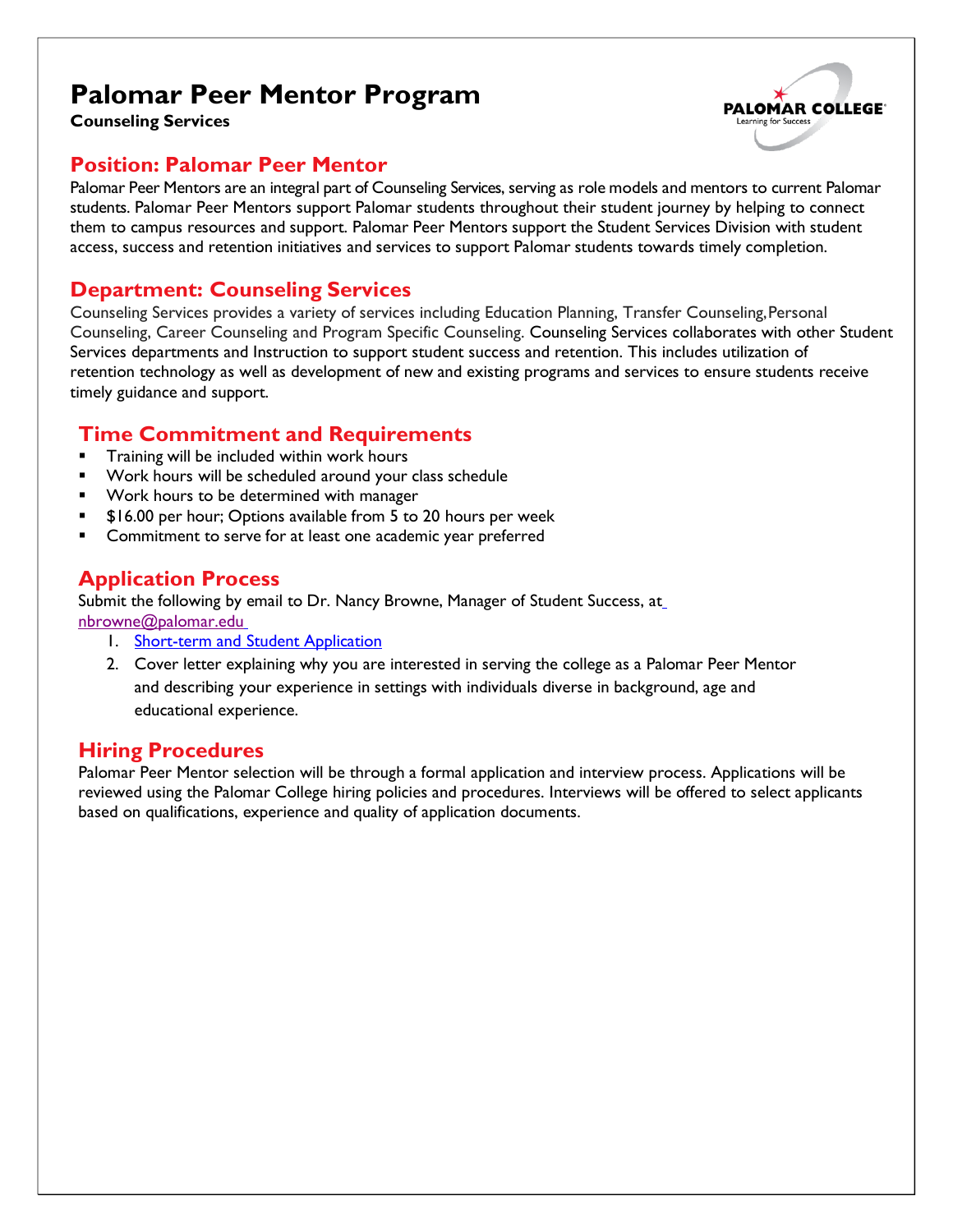# Palomar Peer Mentor Program

**Counseling Services**

## Position: Palomar Peer Mentor

Palomar Peer Mentors are an integral part of Counseling Services, serving as role models and mentors to current Palomar students. Palomar Peer Mentors support Palomar students throughout their student journey by helping to connect them to campus resources and support. Palomar Peer Mentors support the Student Services Division with student access, success and retention initiatives and services to support Palomar students towards timely completion.

## Department: Counseling Services

Counseling Services provides a variety of services including Education Planning, Transfer Counseling, Personal Counseling, Career Counseling and Program Specific Counseling. Counseling Services collaborates with other Student Services departments and Instruction to support student success and retention. This includes utilization of retention technology as well as development of new and existing programs and services to ensure students receive timely guidance and support.

## Time Commitment and Requirements

- Training will be included within work hours
- Work hours will be scheduled around your class schedule
- Work hours to be determined with manager
- $16.00 per hour; Options available from 5 to 20 hours per week
- Commitment to serve for at least one academic year preferred

## Application Process

Submit the following by email to Dr. Nancy Browne, Manager of Student Success, at nbrowne@palomar.edu

1. Short-term and Student Application
2. Cover letter explaining why you are interested in serving the college as a Palomar Peer Mentor and describing your experience in settings with individuals diverse in background, age and educational experience.

## Hiring Procedures

Palomar Peer Mentor selection will be through a formal application and interview process. Applications will be reviewed using the Palomar College hiring policies and procedures. Interviews will be offered to select applicants based on qualifications, experience and quality of application documents.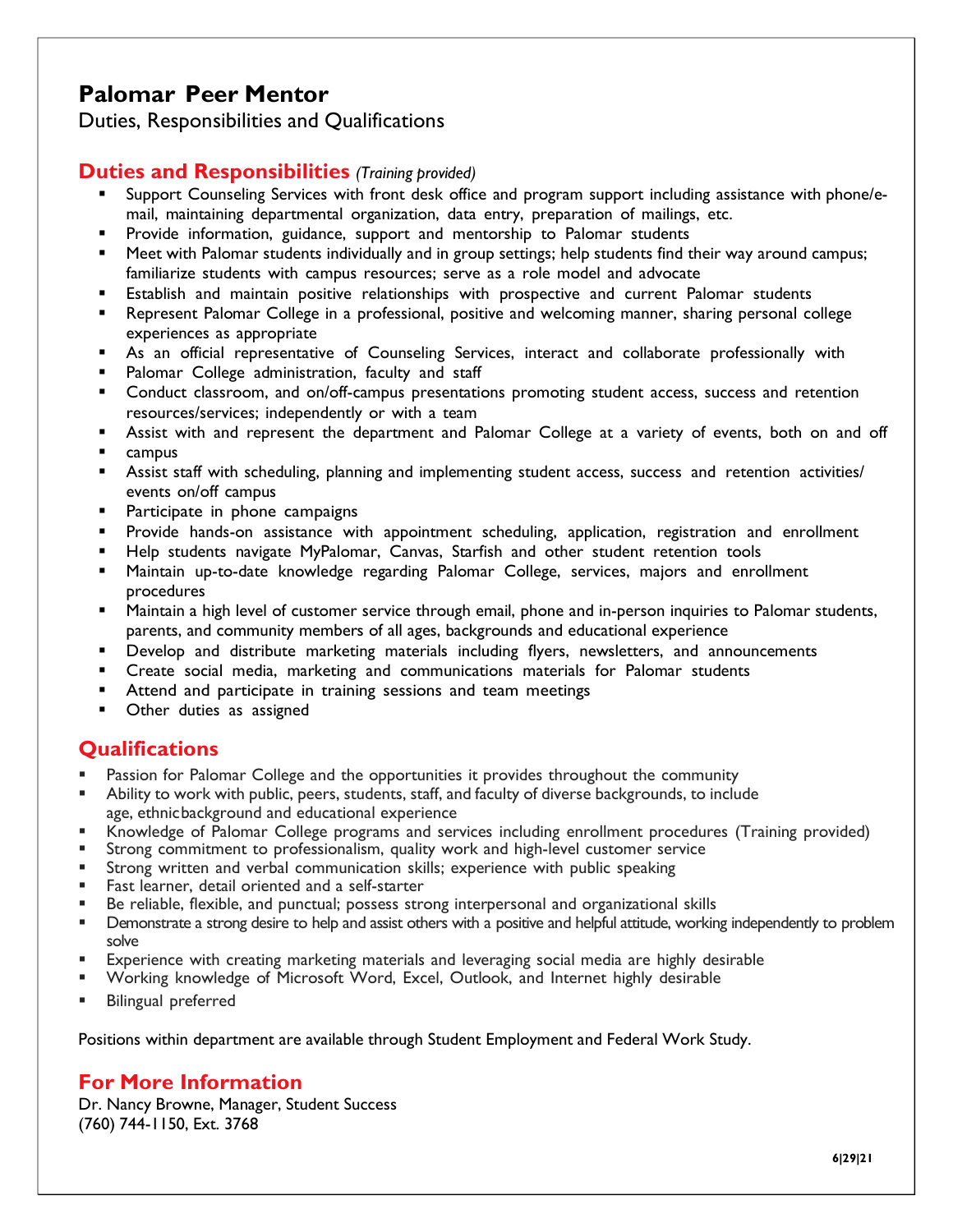# Palomar Peer Mentor

Duties, Responsibilities and Qualifications

## Duties and Responsibilities *(Training provided)*

- Support Counseling Services with front desk office and program support including assistance with phone/e-mail, maintaining departmental organization, data entry, preparation of mailings, etc.
- Provide information, guidance, support and mentorship to Palomar students
- Meet with Palomar students individually and in group settings; help students find their way around campus; familiarize students with campus resources; serve as a role model and advocate
- Establish and maintain positive relationships with prospective and current Palomar students
- Represent Palomar College in a professional, positive and welcoming manner, sharing personal college experiences as appropriate
- As an official representative of Counseling Services, interact and collaborate professionally with
- Palomar College administration, faculty and staff
- Conduct classroom, and on/off-campus presentations promoting student access, success and retention resources/services; independently or with a team
- Assist with and represent the department and Palomar College at a variety of events, both on and off
- campus
- Assist staff with scheduling, planning and implementing student access, success and retention activities/ events on/off campus
- Participate in phone campaigns
- Provide hands-on assistance with appointment scheduling, application, registration and enrollment
- Help students navigate MyPalomar, Canvas, Starfish and other student retention tools
- Maintain up-to-date knowledge regarding Palomar College, services, majors and enrollment procedures
- Maintain a high level of customer service through email, phone and in-person inquiries to Palomar students, parents, and community members of all ages, backgrounds and educational experience
- Develop and distribute marketing materials including flyers, newsletters, and announcements
- Create social media, marketing and communications materials for Palomar students
- Attend and participate in training sessions and team meetings
- Other duties as assigned

## Qualifications

- Passion for Palomar College and the opportunities it provides throughout the community
- Ability to work with public, peers, students, staff, and faculty of diverse backgrounds, to include age, ethnicbackground and educational experience
- Knowledge of Palomar College programs and services including enrollment procedures (Training provided)
- Strong commitment to professionalism, quality work and high-level customer service
- Strong written and verbal communication skills; experience with public speaking
- Fast learner, detail oriented and a self-starter
- Be reliable, flexible, and punctual; possess strong interpersonal and organizational skills
- Demonstrate a strong desire to help and assist others with a positive and helpful attitude, working independently to problem solve
- Experience with creating marketing materials and leveraging social media are highly desirable
- Working knowledge of Microsoft Word, Excel, Outlook, and Internet highly desirable
- Bilingual preferred

Positions within department are available through Student Employment and Federal Work Study.

## For More Information

Dr. Nancy Browne, Manager, Student Success
(760) 744-1150, Ext. 3768

6|29|21